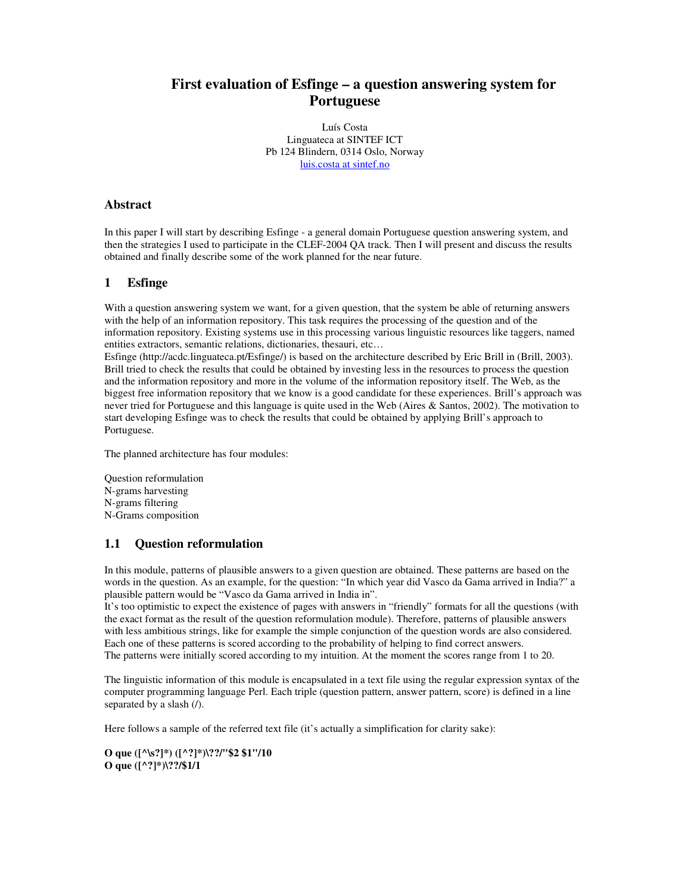# First evaluation of Esfinge – a question answering system for Portuguese

Luís Costa
Linguateca at SINTEF ICT
Pb 124 Blindern, 0314 Oslo, Norway
luis.costa at sintef.no

## Abstract

In this paper I will start by describing Esfinge - a general domain Portuguese question answering system, and then the strategies I used to participate in the CLEF-2004 QA track. Then I will present and discuss the results obtained and finally describe some of the work planned for the near future.

## 1 Esfinge

With a question answering system we want, for a given question, that the system be able of returning answers with the help of an information repository. This task requires the processing of the question and of the information repository. Existing systems use in this processing various linguistic resources like taggers, named entities extractors, semantic relations, dictionaries, thesauri, etc…
Esfinge (http://acdc.linguateca.pt/Esfinge/) is based on the architecture described by Eric Brill in (Brill, 2003). Brill tried to check the results that could be obtained by investing less in the resources to process the question and the information repository and more in the volume of the information repository itself. The Web, as the biggest free information repository that we know is a good candidate for these experiences. Brill's approach was never tried for Portuguese and this language is quite used in the Web (Aires & Santos, 2002). The motivation to start developing Esfinge was to check the results that could be obtained by applying Brill's approach to Portuguese.

The planned architecture has four modules:

Question reformulation
N-grams harvesting
N-grams filtering
N-Grams composition

### 1.1 Question reformulation

In this module, patterns of plausible answers to a given question are obtained. These patterns are based on the words in the question. As an example, for the question: "In which year did Vasco da Gama arrived in India?" a plausible pattern would be "Vasco da Gama arrived in India in".
It's too optimistic to expect the existence of pages with answers in "friendly" formats for all the questions (with the exact format as the result of the question reformulation module). Therefore, patterns of plausible answers with less ambitious strings, like for example the simple conjunction of the question words are also considered. Each one of these patterns is scored according to the probability of helping to find correct answers.
The patterns were initially scored according to my intuition. At the moment the scores range from 1 to 20.

The linguistic information of this module is encapsulated in a text file using the regular expression syntax of the computer programming language Perl. Each triple (question pattern, answer pattern, score) is defined in a line separated by a slash (/).

Here follows a sample of the referred text file (it's actually a simplification for clarity sake):

```
O que ([^\s?]*) ([^?]*)\??/"$2 $1"/10
O que ([^?]*)\??/$1/1
```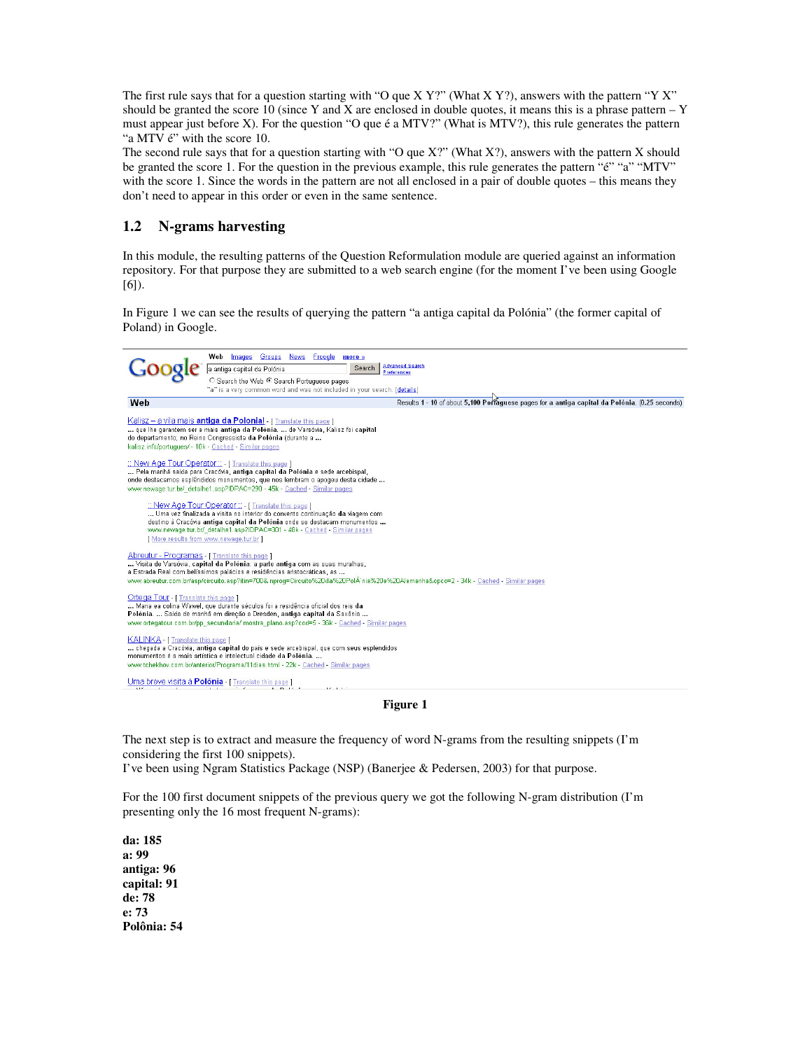The first rule says that for a question starting with "O que X Y?" (What X Y?), answers with the pattern "Y X" should be granted the score 10 (since Y and X are enclosed in double quotes, it means this is a phrase pattern – Y must appear just before X). For the question "O que é a MTV?" (What is MTV?), this rule generates the pattern "a MTV é" with the score 10.
The second rule says that for a question starting with "O que X?" (What X?), answers with the pattern X should be granted the score 1. For the question in the previous example, this rule generates the pattern "é" "a" "MTV" with the score 1. Since the words in the pattern are not all enclosed in a pair of double quotes – this means they don't need to appear in this order or even in the same sentence.

## 1.2 N-grams harvesting

In this module, the resulting patterns of the Question Reformulation module are queried against an information repository. For that purpose they are submitted to a web search engine (for the moment I've been using Google [6]).

In Figure 1 we can see the results of querying the pattern "a antiga capital da Polónia" (the former capital of Poland) in Google.

**Figure 1**

The next step is to extract and measure the frequency of word N-grams from the resulting snippets (I'm considering the first 100 snippets).
I've been using Ngram Statistics Package (NSP) (Banerjee & Pedersen, 2003) for that purpose.

For the 100 first document snippets of the previous query we got the following N-gram distribution (I'm presenting only the 16 most frequent N-grams):

**da: 185**
**a: 99**
**antiga: 96**
**capital: 91**
**de: 78**
**e: 73**
**Polônia: 54**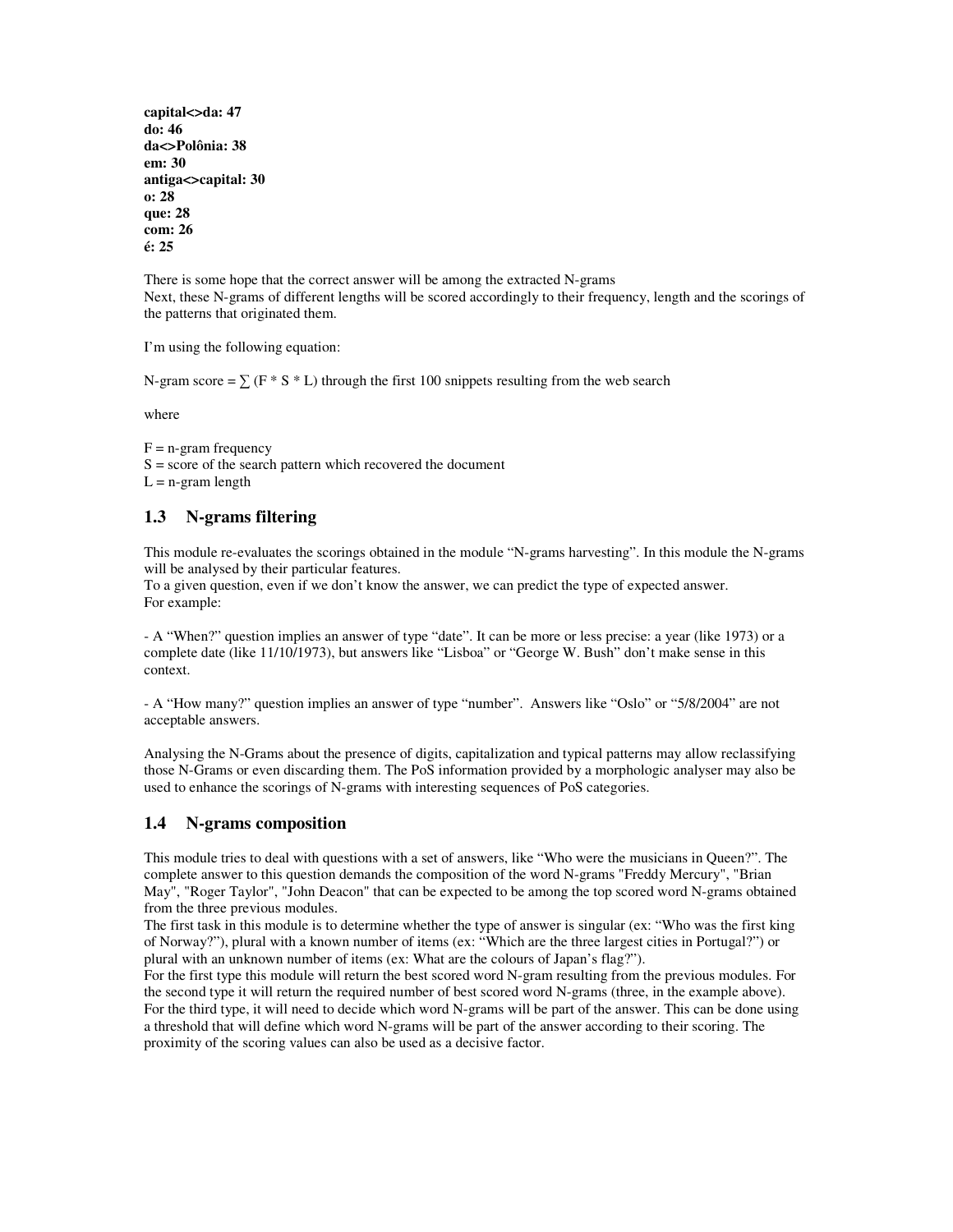**capital<>da: 47**
**do: 46**
**da<>Polônia: 38**
**em: 30**
**antiga<>capital: 30**
**o: 28**
**que: 28**
**com: 26**
**é: 25**

There is some hope that the correct answer will be among the extracted N-grams
Next, these N-grams of different lengths will be scored accordingly to their frequency, length and the scorings of the patterns that originated them.

I'm using the following equation:

N-gram score = $\sum (F * S * L)$ through the first 100 snippets resulting from the web search

where

F = n-gram frequency
S = score of the search pattern which recovered the document
L = n-gram length

## 1.3 N-grams filtering

This module re-evaluates the scorings obtained in the module "N-grams harvesting". In this module the N-grams will be analysed by their particular features.
To a given question, even if we don't know the answer, we can predict the type of expected answer.
For example:

- A "When?" question implies an answer of type "date". It can be more or less precise: a year (like 1973) or a complete date (like 11/10/1973), but answers like "Lisboa" or "George W. Bush" don't make sense in this context.

- A "How many?" question implies an answer of type "number". Answers like "Oslo" or "5/8/2004" are not acceptable answers.

Analysing the N-Grams about the presence of digits, capitalization and typical patterns may allow reclassifying those N-Grams or even discarding them. The PoS information provided by a morphologic analyser may also be used to enhance the scorings of N-grams with interesting sequences of PoS categories.

## 1.4 N-grams composition

This module tries to deal with questions with a set of answers, like "Who were the musicians in Queen?". The complete answer to this question demands the composition of the word N-grams "Freddy Mercury", "Brian May", "Roger Taylor", "John Deacon" that can be expected to be among the top scored word N-grams obtained from the three previous modules.
The first task in this module is to determine whether the type of answer is singular (ex: "Who was the first king of Norway?"), plural with a known number of items (ex: "Which are the three largest cities in Portugal?") or plural with an unknown number of items (ex: What are the colours of Japan's flag?").
For the first type this module will return the best scored word N-gram resulting from the previous modules. For the second type it will return the required number of best scored word N-grams (three, in the example above). For the third type, it will need to decide which word N-grams will be part of the answer. This can be done using a threshold that will define which word N-grams will be part of the answer according to their scoring. The proximity of the scoring values can also be used as a decisive factor.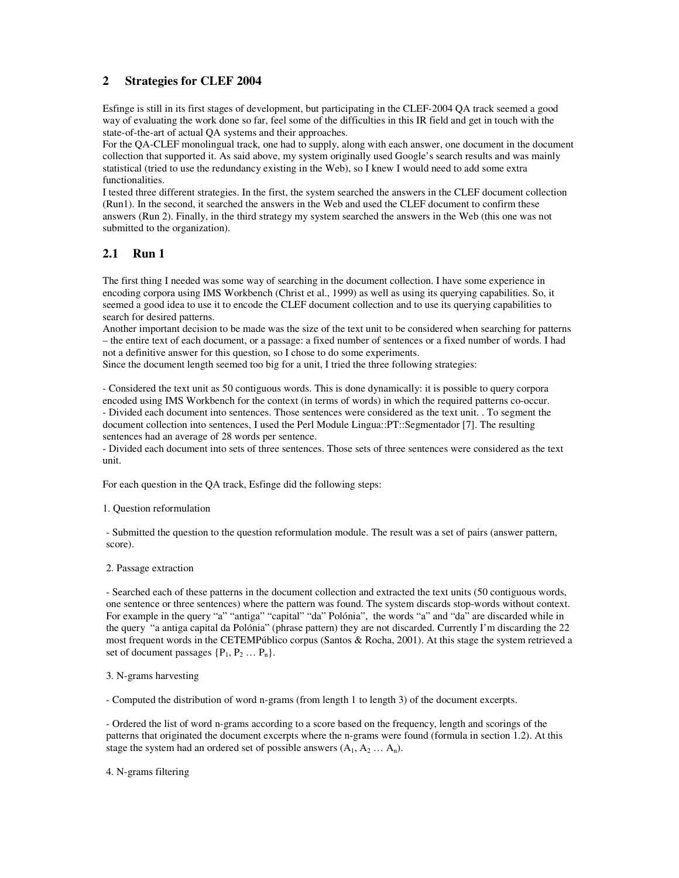## 2 Strategies for CLEF 2004

Esfinge is still in its first stages of development, but participating in the CLEF-2004 QA track seemed a good way of evaluating the work done so far, feel some of the difficulties in this IR field and get in touch with the state-of-the-art of actual QA systems and their approaches.

For the QA-CLEF monolingual track, one had to supply, along with each answer, one document in the document collection that supported it. As said above, my system originally used Google's search results and was mainly statistical (tried to use the redundancy existing in the Web), so I knew I would need to add some extra functionalities.

I tested three different strategies. In the first, the system searched the answers in the CLEF document collection (Run1). In the second, it searched the answers in the Web and used the CLEF document to confirm these answers (Run 2). Finally, in the third strategy my system searched the answers in the Web (this one was not submitted to the organization).

### 2.1 Run 1

The first thing I needed was some way of searching in the document collection. I have some experience in encoding corpora using IMS Workbench (Christ et al., 1999) as well as using its querying capabilities. So, it seemed a good idea to use it to encode the CLEF document collection and to use its querying capabilities to search for desired patterns.

Another important decision to be made was the size of the text unit to be considered when searching for patterns – the entire text of each document, or a passage: a fixed number of sentences or a fixed number of words. I had not a definitive answer for this question, so I chose to do some experiments.

Since the document length seemed too big for a unit, I tried the three following strategies:

- Considered the text unit as 50 contiguous words. This is done dynamically: it is possible to query corpora encoded using IMS Workbench for the context (in terms of words) in which the required patterns co-occur.
- Divided each document into sentences. Those sentences were considered as the text unit. . To segment the document collection into sentences, I used the Perl Module Lingua::PT::Segmentador [7]. The resulting sentences had an average of 28 words per sentence.
- Divided each document into sets of three sentences. Those sets of three sentences were considered as the text unit.

For each question in the QA track, Esfinge did the following steps:

1. Question reformulation

- Submitted the question to the question reformulation module. The result was a set of pairs (answer pattern, score).

2. Passage extraction

- Searched each of these patterns in the document collection and extracted the text units (50 contiguous words, one sentence or three sentences) where the pattern was found. The system discards stop-words without context. For example in the query "a" "antiga" "capital" "da" Polónia", the words "a" and "da" are discarded while in the query "a antiga capital da Polónia" (phrase pattern) they are not discarded. Currently I'm discarding the 22 most frequent words in the CETEMPúblico corpus (Santos & Rocha, 2001). At this stage the system retrieved a set of document passages $\{P_1, P_2 \ldots P_n\}$.

3. N-grams harvesting

- Computed the distribution of word n-grams (from length 1 to length 3) of the document excerpts.

- Ordered the list of word n-grams according to a score based on the frequency, length and scorings of the patterns that originated the document excerpts where the n-grams were found (formula in section 1.2). At this stage the system had an ordered set of possible answers $(A_1, A_2 \ldots A_n)$.

4. N-grams filtering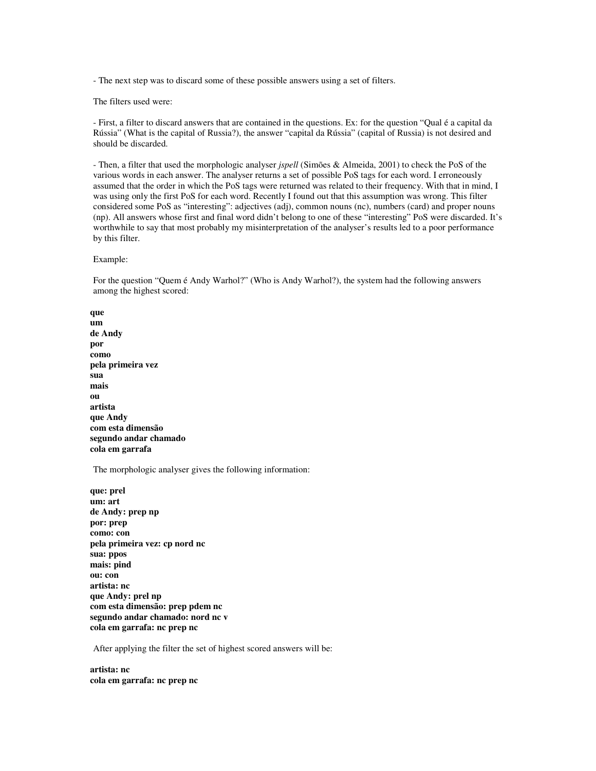- The next step was to discard some of these possible answers using a set of filters.

The filters used were:

- First, a filter to discard answers that are contained in the questions. Ex: for the question “Qual é a capital da Rússia” (What is the capital of Russia?), the answer “capital da Rússia” (capital of Russia) is not desired and should be discarded.

- Then, a filter that used the morphologic analyser *jspell* (Simões & Almeida, 2001) to check the PoS of the various words in each answer. The analyser returns a set of possible PoS tags for each word. I erroneously assumed that the order in which the PoS tags were returned was related to their frequency. With that in mind, I was using only the first PoS for each word. Recently I found out that this assumption was wrong. This filter considered some PoS as “interesting”: adjectives (adj), common nouns (nc), numbers (card) and proper nouns (np). All answers whose first and final word didn’t belong to one of these “interesting” PoS were discarded. It’s worthwhile to say that most probably my misinterpretation of the analyser’s results led to a poor performance by this filter.

Example:

For the question “Quem é Andy Warhol?” (Who is Andy Warhol?), the system had the following answers among the highest scored:

**que**
**um**
**de Andy**
**por**
**como**
**pela primeira vez**
**sua**
**mais**
**ou**
**artista**
**que Andy**
**com esta dimensão**
**segundo andar chamado**
**cola em garrafa**

The morphologic analyser gives the following information:

**que: prel**
**um: art**
**de Andy: prep np**
**por: prep**
**como: con**
**pela primeira vez: cp nord nc**
**sua: ppos**
**mais: pind**
**ou: con**
**artista: nc**
**que Andy: prel np**
**com esta dimensão: prep pdem nc**
**segundo andar chamado: nord nc v**
**cola em garrafa: nc prep nc**

After applying the filter the set of highest scored answers will be:

**artista: nc**
**cola em garrafa: nc prep nc**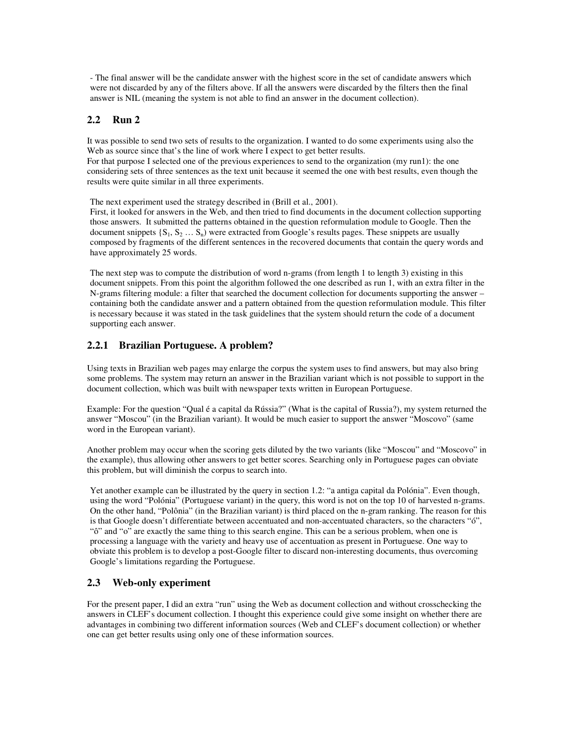- The final answer will be the candidate answer with the highest score in the set of candidate answers which were not discarded by any of the filters above. If all the answers were discarded by the filters then the final answer is NIL (meaning the system is not able to find an answer in the document collection).

## 2.2 Run 2

It was possible to send two sets of results to the organization. I wanted to do some experiments using also the Web as source since that's the line of work where I expect to get better results.
For that purpose I selected one of the previous experiences to send to the organization (my run1): the one considering sets of three sentences as the text unit because it seemed the one with best results, even though the results were quite similar in all three experiments.

The next experiment used the strategy described in (Brill et al., 2001).
First, it looked for answers in the Web, and then tried to find documents in the document collection supporting those answers. It submitted the patterns obtained in the question reformulation module to Google. Then the document snippets $\{S_1, S_2 \ldots S_n\}$ were extracted from Google's results pages. These snippets are usually composed by fragments of the different sentences in the recovered documents that contain the query words and have approximately 25 words.

The next step was to compute the distribution of word n-grams (from length 1 to length 3) existing in this document snippets. From this point the algorithm followed the one described as run 1, with an extra filter in the N-grams filtering module: a filter that searched the document collection for documents supporting the answer – containing both the candidate answer and a pattern obtained from the question reformulation module. This filter is necessary because it was stated in the task guidelines that the system should return the code of a document supporting each answer.

### 2.2.1 Brazilian Portuguese. A problem?

Using texts in Brazilian web pages may enlarge the corpus the system uses to find answers, but may also bring some problems. The system may return an answer in the Brazilian variant which is not possible to support in the document collection, which was built with newspaper texts written in European Portuguese.

Example: For the question "Qual é a capital da Rússia?" (What is the capital of Russia?), my system returned the answer "Moscou" (in the Brazilian variant). It would be much easier to support the answer "Moscovo" (same word in the European variant).

Another problem may occur when the scoring gets diluted by the two variants (like "Moscou" and "Moscovo" in the example), thus allowing other answers to get better scores. Searching only in Portuguese pages can obviate this problem, but will diminish the corpus to search into.

Yet another example can be illustrated by the query in section 1.2: "a antiga capital da Polónia". Even though, using the word "Polónia" (Portuguese variant) in the query, this word is not on the top 10 of harvested n-grams. On the other hand, "Polônia" (in the Brazilian variant) is third placed on the n-gram ranking. The reason for this is that Google doesn't differentiate between accentuated and non-accentuated characters, so the characters "ó", "ô" and "o" are exactly the same thing to this search engine. This can be a serious problem, when one is processing a language with the variety and heavy use of accentuation as present in Portuguese. One way to obviate this problem is to develop a post-Google filter to discard non-interesting documents, thus overcoming Google's limitations regarding the Portuguese.

## 2.3 Web-only experiment

For the present paper, I did an extra "run" using the Web as document collection and without crosschecking the answers in CLEF's document collection. I thought this experience could give some insight on whether there are advantages in combining two different information sources (Web and CLEF's document collection) or whether one can get better results using only one of these information sources.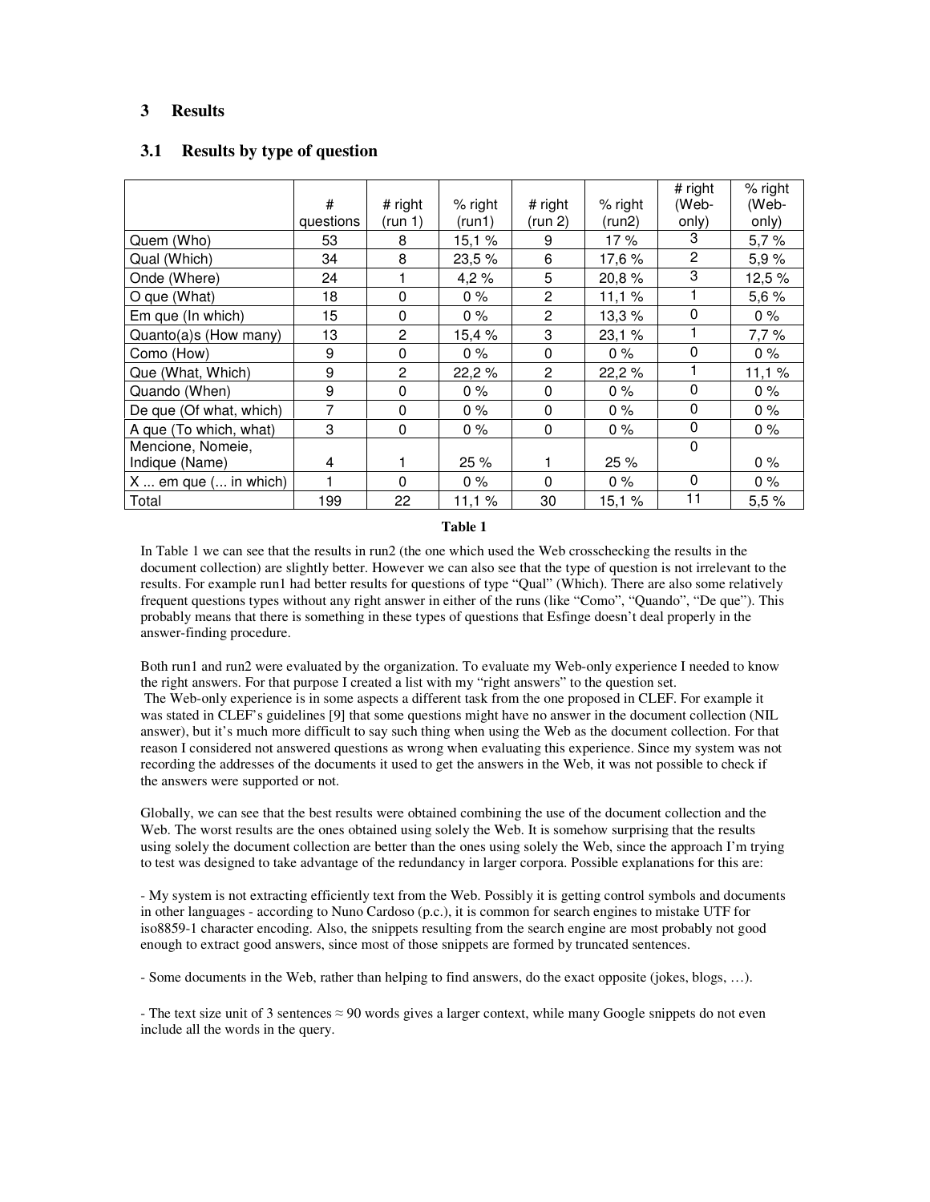## 3 Results

### 3.1 Results by type of question

| | # questions | # right (run 1) | % right (run1) | # right (run 2) | % right (run2) | # right (Web-only) | % right (Web-only) |
|---|---|---|---|---|---|---|---|
| Quem (Who) | 53 | 8 | 15,1 % | 9 | 17 % | 3 | 5,7 % |
| Qual (Which) | 34 | 8 | 23,5 % | 6 | 17,6 % | 2 | 5,9 % |
| Onde (Where) | 24 | 1 | 4,2 % | 5 | 20,8 % | 3 | 12,5 % |
| O que (What) | 18 | 0 | 0 % | 2 | 11,1 % | 1 | 5,6 % |
| Em que (In which) | 15 | 0 | 0 % | 2 | 13,3 % | 0 | 0 % |
| Quanto(a)s (How many) | 13 | 2 | 15,4 % | 3 | 23,1 % | 1 | 7,7 % |
| Como (How) | 9 | 0 | 0 % | 0 | 0 % | 0 | 0 % |
| Que (What, Which) | 9 | 2 | 22,2 % | 2 | 22,2 % | 1 | 11,1 % |
| Quando (When) | 9 | 0 | 0 % | 0 | 0 % | 0 | 0 % |
| De que (Of what, which) | 7 | 0 | 0 % | 0 | 0 % | 0 | 0 % |
| A que (To which, what) | 3 | 0 | 0 % | 0 | 0 % | 0 | 0 % |
| Mencione, Nomeie, Indique (Name) | 4 | 1 | 25 % | 1 | 25 % | 0 | 0 % |
| X ... em que (... in which) | 1 | 0 | 0 % | 0 | 0 % | 0 | 0 % |
| Total | 199 | 22 | 11,1 % | 30 | 15,1 % | 11 | 5,5 % |

**Table 1**

In Table 1 we can see that the results in run2 (the one which used the Web crosschecking the results in the document collection) are slightly better. However we can also see that the type of question is not irrelevant to the results. For example run1 had better results for questions of type "Qual" (Which). There are also some relatively frequent questions types without any right answer in either of the runs (like "Como", "Quando", "De que"). This probably means that there is something in these types of questions that Esfinge doesn't deal properly in the answer-finding procedure.

Both run1 and run2 were evaluated by the organization. To evaluate my Web-only experience I needed to know the right answers. For that purpose I created a list with my "right answers" to the question set.
The Web-only experience is in some aspects a different task from the one proposed in CLEF. For example it was stated in CLEF's guidelines [9] that some questions might have no answer in the document collection (NIL answer), but it's much more difficult to say such thing when using the Web as the document collection. For that reason I considered not answered questions as wrong when evaluating this experience. Since my system was not recording the addresses of the documents it used to get the answers in the Web, it was not possible to check if the answers were supported or not.

Globally, we can see that the best results were obtained combining the use of the document collection and the Web. The worst results are the ones obtained using solely the Web. It is somehow surprising that the results using solely the document collection are better than the ones using solely the Web, since the approach I'm trying to test was designed to take advantage of the redundancy in larger corpora. Possible explanations for this are:

- My system is not extracting efficiently text from the Web. Possibly it is getting control symbols and documents in other languages - according to Nuno Cardoso (p.c.), it is common for search engines to mistake UTF for iso8859-1 character encoding. Also, the snippets resulting from the search engine are most probably not good enough to extract good answers, since most of those snippets are formed by truncated sentences.

- Some documents in the Web, rather than helping to find answers, do the exact opposite (jokes, blogs, …).

- The text size unit of 3 sentences ≈ 90 words gives a larger context, while many Google snippets do not even include all the words in the query.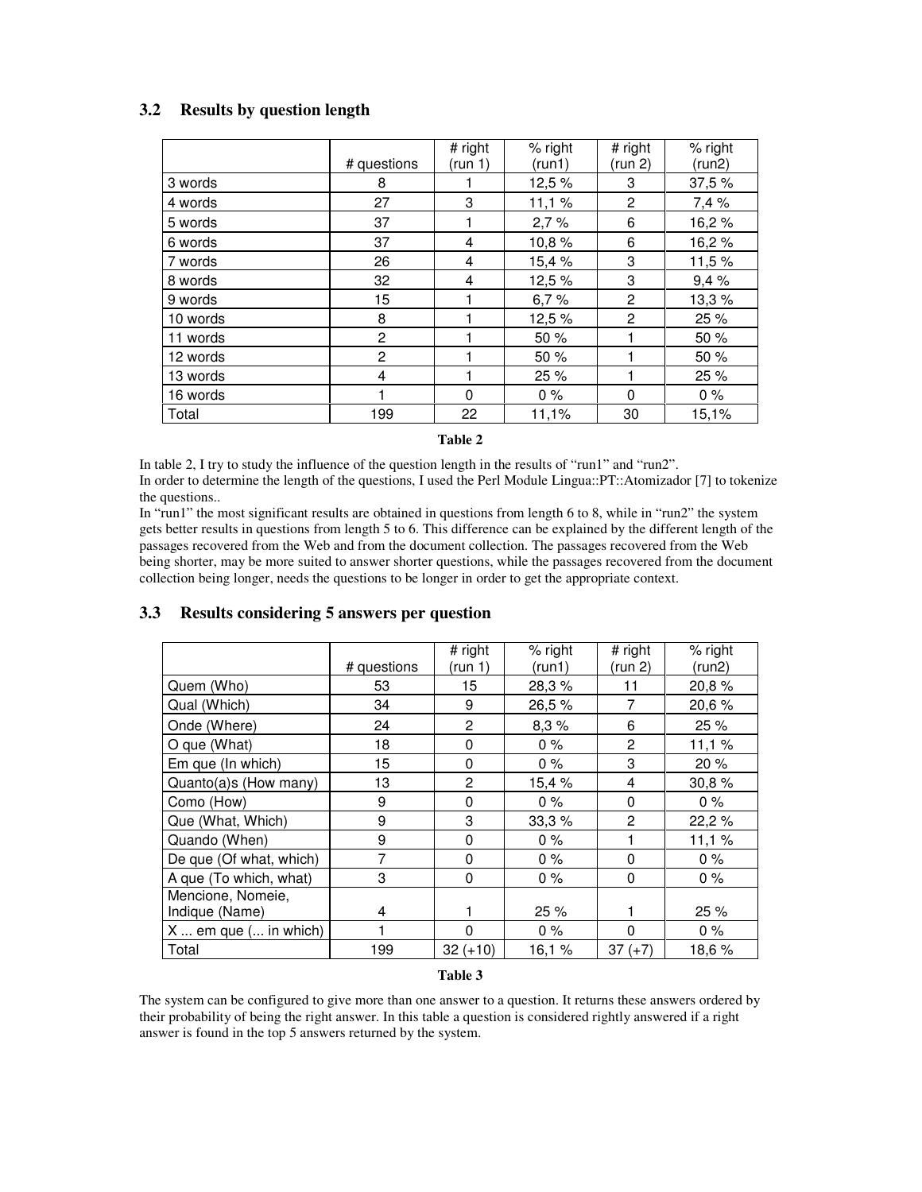### 3.2 Results by question length

| | # questions | # right (run 1) | % right (run1) | # right (run 2) | % right (run2) |
|---|---|---|---|---|---|
| 3 words | 8 | 1 | 12,5 % | 3 | 37,5 % |
| 4 words | 27 | 3 | 11,1 % | 2 | 7,4 % |
| 5 words | 37 | 1 | 2,7 % | 6 | 16,2 % |
| 6 words | 37 | 4 | 10,8 % | 6 | 16,2 % |
| 7 words | 26 | 4 | 15,4 % | 3 | 11,5 % |
| 8 words | 32 | 4 | 12,5 % | 3 | 9,4 % |
| 9 words | 15 | 1 | 6,7 % | 2 | 13,3 % |
| 10 words | 8 | 1 | 12,5 % | 2 | 25 % |
| 11 words | 2 | 1 | 50 % | 1 | 50 % |
| 12 words | 2 | 1 | 50 % | 1 | 50 % |
| 13 words | 4 | 1 | 25 % | 1 | 25 % |
| 16 words | 1 | 0 | 0 % | 0 | 0 % |
| Total | 199 | 22 | 11,1% | 30 | 15,1% |

**Table 2**

In table 2, I try to study the influence of the question length in the results of "run1" and "run2".
In order to determine the length of the questions, I used the Perl Module Lingua::PT::Atomizador [7] to tokenize the questions..
In "run1" the most significant results are obtained in questions from length 6 to 8, while in "run2" the system gets better results in questions from length 5 to 6. This difference can be explained by the different length of the passages recovered from the Web and from the document collection. The passages recovered from the Web being shorter, may be more suited to answer shorter questions, while the passages recovered from the document collection being longer, needs the questions to be longer in order to get the appropriate context.

### 3.3 Results considering 5 answers per question

| | # questions | # right (run 1) | % right (run1) | # right (run 2) | % right (run2) |
|---|---|---|---|---|---|
| Quem (Who) | 53 | 15 | 28,3 % | 11 | 20,8 % |
| Qual (Which) | 34 | 9 | 26,5 % | 7 | 20,6 % |
| Onde (Where) | 24 | 2 | 8,3 % | 6 | 25 % |
| O que (What) | 18 | 0 | 0 % | 2 | 11,1 % |
| Em que (In which) | 15 | 0 | 0 % | 3 | 20 % |
| Quanto(a)s (How many) | 13 | 2 | 15,4 % | 4 | 30,8 % |
| Como (How) | 9 | 0 | 0 % | 0 | 0 % |
| Que (What, Which) | 9 | 3 | 33,3 % | 2 | 22,2 % |
| Quando (When) | 9 | 0 | 0 % | 1 | 11,1 % |
| De que (Of what, which) | 7 | 0 | 0 % | 0 | 0 % |
| A que (To which, what) | 3 | 0 | 0 % | 0 | 0 % |
| Mencione, Nomeie, Indique (Name) | 4 | 1 | 25 % | 1 | 25 % |
| X ... em que (... in which) | 1 | 0 | 0 % | 0 | 0 % |
| Total | 199 | 32 (+10) | 16,1 % | 37 (+7) | 18,6 % |

**Table 3**

The system can be configured to give more than one answer to a question. It returns these answers ordered by their probability of being the right answer. In this table a question is considered rightly answered if a right answer is found in the top 5 answers returned by the system.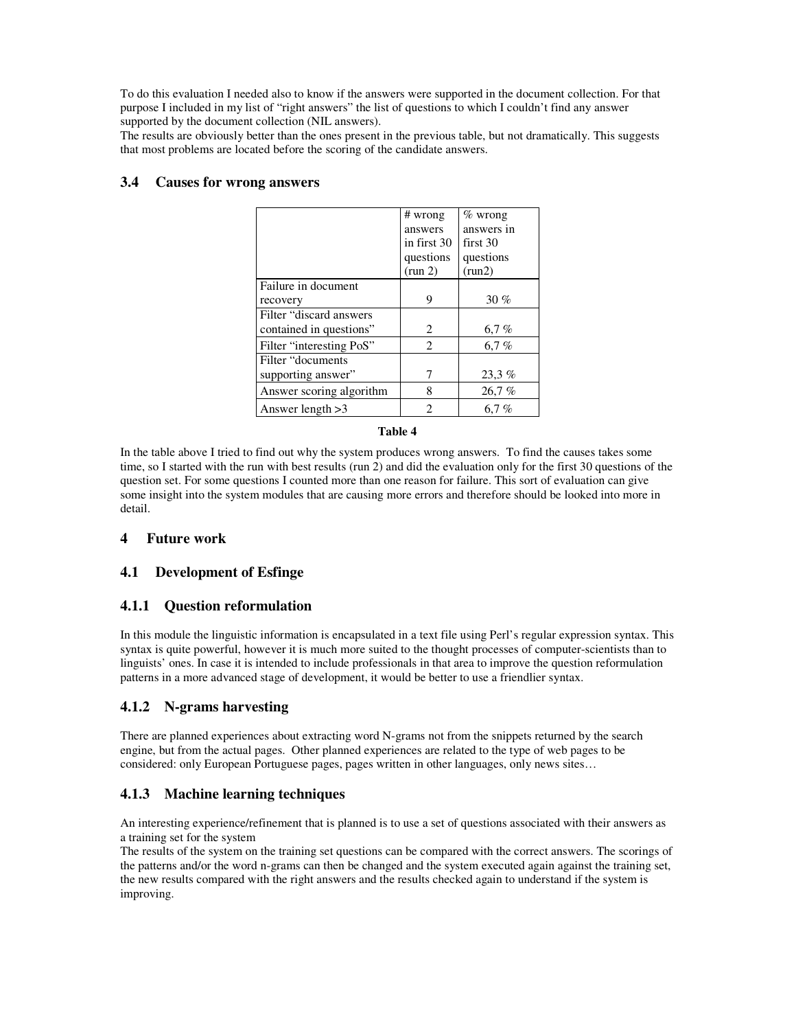To do this evaluation I needed also to know if the answers were supported in the document collection. For that purpose I included in my list of "right answers" the list of questions to which I couldn't find any answer supported by the document collection (NIL answers).

The results are obviously better than the ones present in the previous table, but not dramatically. This suggests that most problems are located before the scoring of the candidate answers.

## 3.4 Causes for wrong answers

| | # wrong answers in first 30 questions (run 2) | % wrong answers in first 30 questions (run2) |
|---|---|---|
| Failure in document recovery | 9 | 30 % |
| Filter "discard answers contained in questions" | 2 | 6,7 % |
| Filter "interesting PoS" | 2 | 6,7 % |
| Filter "documents supporting answer" | 7 | 23,3 % |
| Answer scoring algorithm | 8 | 26,7 % |
| Answer length >3 | 2 | 6,7 % |

**Table 4**

In the table above I tried to find out why the system produces wrong answers. To find the causes takes some time, so I started with the run with best results (run 2) and did the evaluation only for the first 30 questions of the question set. For some questions I counted more than one reason for failure. This sort of evaluation can give some insight into the system modules that are causing more errors and therefore should be looked into more in detail.

# 4 Future work

## 4.1 Development of Esfinge

### 4.1.1 Question reformulation

In this module the linguistic information is encapsulated in a text file using Perl's regular expression syntax. This syntax is quite powerful, however it is much more suited to the thought processes of computer-scientists than to linguists' ones. In case it is intended to include professionals in that area to improve the question reformulation patterns in a more advanced stage of development, it would be better to use a friendlier syntax.

### 4.1.2 N-grams harvesting

There are planned experiences about extracting word N-grams not from the snippets returned by the search engine, but from the actual pages. Other planned experiences are related to the type of web pages to be considered: only European Portuguese pages, pages written in other languages, only news sites…

### 4.1.3 Machine learning techniques

An interesting experience/refinement that is planned is to use a set of questions associated with their answers as a training set for the system

The results of the system on the training set questions can be compared with the correct answers. The scorings of the patterns and/or the word n-grams can then be changed and the system executed again against the training set, the new results compared with the right answers and the results checked again to understand if the system is improving.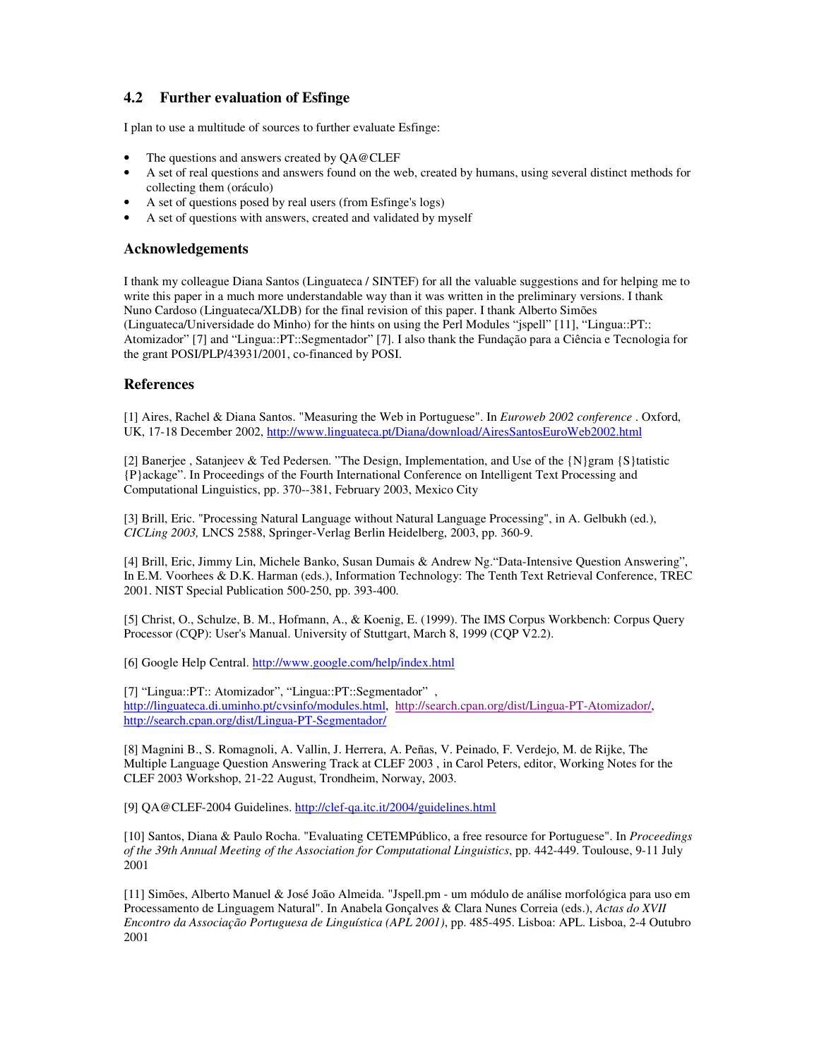## 4.2 Further evaluation of Esfinge

I plan to use a multitude of sources to further evaluate Esfinge:

- The questions and answers created by QA@CLEF
- A set of real questions and answers found on the web, created by humans, using several distinct methods for collecting them (oráculo)
- A set of questions posed by real users (from Esfinge's logs)
- A set of questions with answers, created and validated by myself

## Acknowledgements

I thank my colleague Diana Santos (Linguateca / SINTEF) for all the valuable suggestions and for helping me to write this paper in a much more understandable way than it was written in the preliminary versions. I thank Nuno Cardoso (Linguateca/XLDB) for the final revision of this paper. I thank Alberto Simões (Linguateca/Universidade do Minho) for the hints on using the Perl Modules "jspell" [11], "Lingua::PT:: Atomizador" [7] and "Lingua::PT::Segmentador" [7]. I also thank the Fundação para a Ciência e Tecnologia for the grant POSI/PLP/43931/2001, co-financed by POSI.

## References

[1] Aires, Rachel & Diana Santos. "Measuring the Web in Portuguese". In *Euroweb 2002 conference* . Oxford, UK, 17-18 December 2002, http://www.linguateca.pt/Diana/download/AiresSantosEuroWeb2002.html

[2] Banerjee , Satanjeev & Ted Pedersen. "The Design, Implementation, and Use of the {N}gram {S}tatistic {P}ackage". In Proceedings of the Fourth International Conference on Intelligent Text Processing and Computational Linguistics, pp. 370--381, February 2003, Mexico City

[3] Brill, Eric. "Processing Natural Language without Natural Language Processing", in A. Gelbukh (ed.), *CICLing 2003,* LNCS 2588, Springer-Verlag Berlin Heidelberg, 2003, pp. 360-9.

[4] Brill, Eric, Jimmy Lin, Michele Banko, Susan Dumais & Andrew Ng."Data-Intensive Question Answering", In E.M. Voorhees & D.K. Harman (eds.), Information Technology: The Tenth Text Retrieval Conference, TREC 2001. NIST Special Publication 500-250, pp. 393-400.

[5] Christ, O., Schulze, B. M., Hofmann, A., & Koenig, E. (1999). The IMS Corpus Workbench: Corpus Query Processor (CQP): User's Manual. University of Stuttgart, March 8, 1999 (CQP V2.2).

[6] Google Help Central. http://www.google.com/help/index.html

[7] "Lingua::PT:: Atomizador", "Lingua::PT::Segmentador" , http://linguateca.di.uminho.pt/cvsinfo/modules.html, http://search.cpan.org/dist/Lingua-PT-Atomizador/, http://search.cpan.org/dist/Lingua-PT-Segmentador/

[8] Magnini B., S. Romagnoli, A. Vallin, J. Herrera, A. Peñas, V. Peinado, F. Verdejo, M. de Rijke, The Multiple Language Question Answering Track at CLEF 2003 , in Carol Peters, editor, Working Notes for the CLEF 2003 Workshop, 21-22 August, Trondheim, Norway, 2003.

[9] QA@CLEF-2004 Guidelines. http://clef-qa.itc.it/2004/guidelines.html

[10] Santos, Diana & Paulo Rocha. "Evaluating CETEMPúblico, a free resource for Portuguese". In *Proceedings of the 39th Annual Meeting of the Association for Computational Linguistics*, pp. 442-449. Toulouse, 9-11 July 2001

[11] Simões, Alberto Manuel & José João Almeida. "Jspell.pm - um módulo de análise morfológica para uso em Processamento de Linguagem Natural". In Anabela Gonçalves & Clara Nunes Correia (eds.), *Actas do XVII Encontro da Associação Portuguesa de Linguística (APL 2001)*, pp. 485-495. Lisboa: APL. Lisboa, 2-4 Outubro 2001